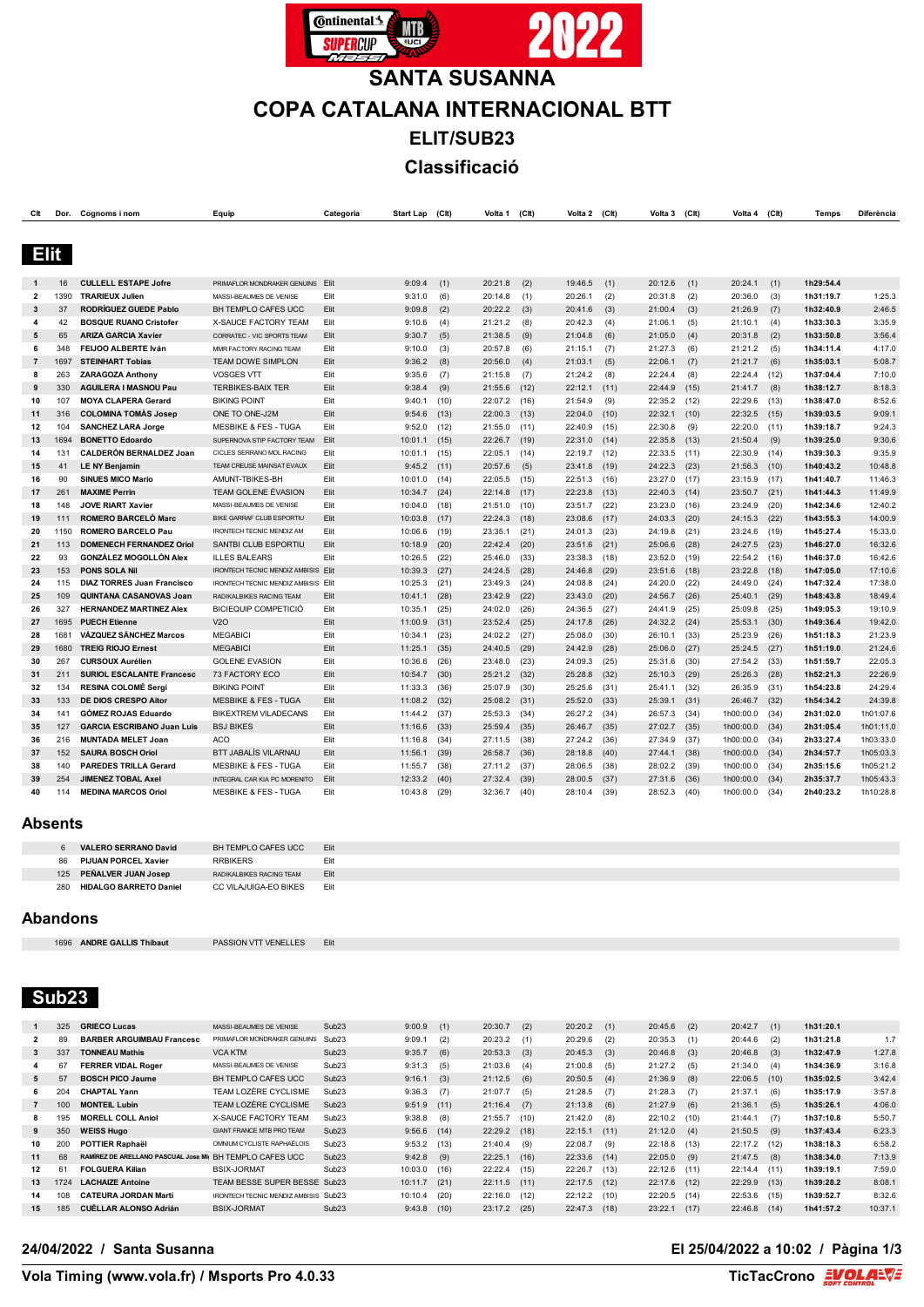# SANTA SUSANNA

# COPA CATALANA INTERNACIONAL BTT

## ELIT/SUB23

## Classificació

## Elit

| Clt | Dor. | Cognoms i nom | Equip | Categoria | Start Lap | (Clt) | Volta 1 | (Clt) | Volta 2 | (Clt) | Volta 3 | (Clt) | Volta 4 | (Clt) | Temps | Diferència |
|---|---|---|---|---|---|---|---|---|---|---|---|---|---|---|---|---|
| 1 | 16 | CULLELL ESTAPE Jofre | PRIMAFLOR MONDRAKER GENUINS | Elit | 9:09.4 | (1) | 20:21.8 | (2) | 19:46.5 | (1) | 20:12.6 | (1) | 20:24.1 | (1) | 1h29:54.4 | |
| 2 | 1390 | TRARIEUX Julien | MASSI-BEAUMES DE VENISE | Elit | 9:31.0 | (6) | 20:14.8 | (1) | 20:26.1 | (2) | 20:31.8 | (2) | 20:36.0 | (3) | 1h31:19.7 | 1:25.3 |
| 3 | 37 | RODRÍGUEZ GUEDE Pablo | BH TEMPLO CAFES UCC | Elit | 9:09.8 | (2) | 20:22.2 | (3) | 20:41.6 | (3) | 21:00.4 | (3) | 21:26.9 | (7) | 1h32:40.9 | 2:46.5 |
| 4 | 42 | BOSQUE RUANO Cristofer | X-SAUCE FACTORY TEAM | Elit | 9:10.6 | (4) | 21:21.2 | (8) | 20:42.3 | (4) | 21:06.1 | (5) | 21:10.1 | (4) | 1h33:30.3 | 3:35.9 |
| 5 | 65 | ARIZA GARCIA Xavier | CORRATEC - VIC SPORTS TEAM | Elit | 9:30.7 | (5) | 21:38.5 | (9) | 21:04.8 | (6) | 21:05.0 | (4) | 20:31.8 | (2) | 1h33:50.8 | 3:56.4 |
| 6 | 348 | FEIJOO ALBERTE Iván | MMR FACTORY RACING TEAM | Elit | 9:10.0 | (3) | 20:57.8 | (6) | 21:15.1 | (7) | 21:27.3 | (6) | 21:21.2 | (5) | 1h34:11.4 | 4:17.0 |
| 7 | 1697 | STEINHART Tobias | TEAM DOWE SIMPLON | Elit | 9:36.2 | (8) | 20:56.0 | (4) | 21:03.1 | (5) | 22:06.1 | (7) | 21:21.7 | (6) | 1h35:03.1 | 5:08.7 |
| 8 | 263 | ZARAGOZA Anthony | VOSGES VTT | Elit | 9:35.6 | (7) | 21:15.8 | (7) | 21:24.2 | (8) | 22:24.4 | (8) | 22:24.4 | (12) | 1h37:04.4 | 7:10.0 |
| 9 | 330 | AGUILERA I MASNOU Pau | TERBIKES-BAIX TER | Elit | 9:38.4 | (9) | 21:55.6 | (12) | 22:12.1 | (11) | 22:44.9 | (15) | 21:41.7 | (8) | 1h38:12.7 | 8:18.3 |
| 10 | 107 | MOYA CLAPERA Gerard | BIKING POINT | Elit | 9:40.1 | (10) | 22:07.2 | (16) | 21:54.9 | (9) | 22:35.2 | (12) | 22:29.6 | (13) | 1h38:47.0 | 8:52.6 |
| 11 | 316 | COLOMINA TOMÀS Josep | ONE TO ONE-J2M | Elit | 9:54.6 | (13) | 22:00.3 | (13) | 22:04.0 | (10) | 22:32.1 | (10) | 22:32.5 | (15) | 1h39:03.5 | 9:09.1 |
| 12 | 104 | SANCHEZ LARA Jorge | MESBIKE & FES - TUGA | Elit | 9:52.0 | (12) | 21:55.0 | (11) | 22:40.9 | (15) | 22:30.8 | (9) | 22:20.0 | (11) | 1h39:18.7 | 9:24.3 |
| 13 | 1694 | BONETTO Edoardo | SUPERNOVA STIP FACTORY TEAM | Elit | 10:01.1 | (15) | 22:26.7 | (19) | 22:31.0 | (14) | 22:35.8 | (13) | 21:50.4 | (9) | 1h39:25.0 | 9:30.6 |
| 14 | 131 | CALDERÓN BERNALDEZ Joan | CICLES SERRANO MOL RACING | Elit | 10:01.1 | (15) | 22:05.1 | (14) | 22:19.7 | (12) | 22:33.5 | (11) | 22:30.9 | (14) | 1h39:30.3 | 9:35.9 |
| 15 | 41 | LE NY Benjamin | TEAM CROSS MAINSAT EVAUX | Elit | 9:45.2 | (11) | 20:57.6 | (5) | 23:41.8 | (19) | 24:22.3 | (23) | 21:56.3 | (10) | 1h40:43.2 | 10:48.8 |
| 16 | 90 | SINUES MICO Mario | AMUNT-TBIKES-BH | Elit | 10:01.0 | (14) | 22:05.5 | (15) | 22:51.3 | (16) | 23:27.0 | (17) | 23:15.9 | (17) | 1h41:40.7 | 11:46.3 |
| 17 | 261 | MAXIME Perrin | TEAM GOLENE ÉVASION | Elit | 10:34.7 | (24) | 22:14.8 | (17) | 22:23.8 | (13) | 22:40.3 | (14) | 23:50.7 | (21) | 1h41:44.3 | 11:49.9 |
| 18 | 148 | JOVE RIART Xavier | MASSI-BEAUMES DE VENISE | Elit | 10:04.0 | (18) | 21:51.0 | (10) | 23:51.7 | (22) | 23:23.0 | (16) | 23:24.9 | (20) | 1h42:34.6 | 12:40.2 |
| 19 | 111 | ROMERO BARCELÓ Marc | BIKE GARRAF CLUB ESPORTIU | Elit | 10:03.8 | (17) | 22:24.3 | (18) | 23:08.6 | (17) | 24:03.3 | (20) | 24:15.3 | (22) | 1h43:55.3 | 14:00.9 |
| 20 | 1150 | ROMERO BARCELO Pau | IRONTECH TECNIC MENDIZ AM | Elit | 10:06.6 | (19) | 23:35.1 | (21) | 24:01.3 | (23) | 24:19.8 | (21) | 23:24.6 | (19) | 1h45:27.4 | 15:33.0 |
| 21 | 113 | DOMENECH FERNANDEZ Oriol | SANTBI CLUB ESPORTIU | Elit | 10:18.9 | (20) | 22:42.4 | (20) | 23:51.6 | (21) | 25:06.6 | (28) | 24:27.5 | (23) | 1h46:27.0 | 16:32.6 |
| 22 | 93 | GONZÁLEZ MOGOLLÓN Alex | ILLES BALEARS | Elit | 10:26.5 | (22) | 25:46.0 | (33) | 23:38.3 | (18) | 23:52.0 | (19) | 22:54.2 | (16) | 1h46:37.0 | 16:42.6 |
| 23 | 153 | PONS SOLA Nil | IRONTECH TECNIC MENDIZ AMBISIS | Elit | 10:39.3 | (27) | 24:24.5 | (28) | 24:46.8 | (29) | 23:51.6 | (18) | 23:22.8 | (18) | 1h47:05.0 | 17:10.6 |
| 24 | 115 | DIAZ TORRES Juan Francisco | IRONTECH TECNIC MENDIZ AMBISIS | Elit | 10:25.3 | (21) | 23:49.3 | (24) | 24:08.8 | (24) | 24:20.0 | (22) | 24:49.0 | (24) | 1h47:32.4 | 17:38.0 |
| 25 | 109 | QUINTANA CASANOVAS Joan | RADIKALBIKES RACING TEAM | Elit | 10:41.1 | (28) | 23:42.9 | (22) | 23:43.0 | (20) | 24:56.7 | (26) | 25:40.1 | (29) | 1h48:43.8 | 18:49.4 |
| 26 | 327 | HERNANDEZ MARTINEZ Alex | BICIEQUIP COMPETICIÓ | Elit | 10:35.1 | (25) | 24:02.0 | (26) | 24:36.5 | (27) | 24:41.9 | (25) | 25:09.8 | (25) | 1h49:05.3 | 19:10.9 |
| 27 | 1695 | PUECH Etienne | V2O | Elit | 11:00.9 | (31) | 23:52.4 | (25) | 24:17.8 | (26) | 24:32.2 | (24) | 25:53.1 | (30) | 1h49:36.4 | 19:42.0 |
| 28 | 1681 | VÁZQUEZ SÁNCHEZ Marcos | MEGABICI | Elit | 10:34.1 | (23) | 24:02.2 | (27) | 25:08.0 | (30) | 26:10.1 | (33) | 25:23.9 | (26) | 1h51:18.3 | 21:23.9 |
| 29 | 1680 | TREIG RIOJO Ernest | MEGABICI | Elit | 11:25.1 | (35) | 24:40.5 | (29) | 24:42.9 | (28) | 25:06.0 | (27) | 25:24.5 | (27) | 1h51:19.0 | 21:24.6 |
| 30 | 267 | CURSOUX Aurélien | GOLENE EVASION | Elit | 10:36.6 | (26) | 23:48.0 | (23) | 24:09.3 | (25) | 25:31.6 | (30) | 27:54.2 | (33) | 1h51:59.7 | 22:05.3 |
| 31 | 211 | SURIOL ESCALANTE Francesc | 73 FACTORY ECO | Elit | 10:54.7 | (30) | 25:21.2 | (32) | 25:28.8 | (32) | 25:10.3 | (29) | 25:26.3 | (28) | 1h52:21.3 | 22:26.9 |
| 32 | 134 | RESINA COLOMÉ Sergi | BIKING POINT | Elit | 11:33.3 | (36) | 25:07.9 | (30) | 25:25.6 | (31) | 25:41.1 | (32) | 26:35.9 | (31) | 1h54:23.8 | 24:29.4 |
| 33 | 133 | DE DIOS CRESPO Aitor | MESBIKE & FES - TUGA | Elit | 11:08.2 | (32) | 25:08.2 | (31) | 25:52.0 | (33) | 25:39.1 | (31) | 26:46.7 | (32) | 1h54:34.2 | 24:39.8 |
| 34 | 141 | GÓMEZ ROJAS Eduardo | BIKEXTREM VILADECANS | Elit | 11:44.2 | (37) | 25:53.3 | (34) | 26:27.2 | (34) | 26:57.3 | (34) | 1h00:00.0 | (34) | 2h31:02.0 | 1h01:07.6 |
| 35 | 127 | GARCIA ESCRIBANO Juan Luis | BSJ BIKES | Elit | 11:16.6 | (33) | 25:59.4 | (35) | 26:46.7 | (35) | 27:02.7 | (35) | 1h00:00.0 | (34) | 2h31:05.4 | 1h01:11.0 |
| 36 | 216 | MUNTADA MELET Joan | ACO | Elit | 11:16.8 | (34) | 27:11.5 | (38) | 27:24.2 | (36) | 27:34.9 | (37) | 1h00:00.0 | (34) | 2h33:27.4 | 1h03:33.0 |
| 37 | 152 | SAURA BOSCH Oriol | BTT JABALÍS VILARNAU | Elit | 11:56.1 | (39) | 26:58.7 | (36) | 28:18.8 | (40) | 27:44.1 | (38) | 1h00:00.0 | (34) | 2h34:57.7 | 1h05:03.3 |
| 38 | 140 | PAREDES TRILLA Gerard | MESBIKE & FES - TUGA | Elit | 11:55.7 | (38) | 27:11.2 | (37) | 28:06.5 | (38) | 28:02.2 | (39) | 1h00:00.0 | (34) | 2h35:15.6 | 1h05:21.2 |
| 39 | 254 | JIMENEZ TOBAL Axel | INTEGRAL CAR KIA PC MORENITO | Elit | 12:33.2 | (40) | 27:32.4 | (39) | 28:00.5 | (37) | 27:31.6 | (36) | 1h00:00.0 | (34) | 2h35:37.7 | 1h05:43.3 |
| 40 | 114 | MEDINA MARCOS Oriol | MESBIKE & FES - TUGA | Elit | 10:43.8 | (29) | 32:36.7 | (40) | 28:10.4 | (39) | 28:52.3 | (40) | 1h00:00.0 | (34) | 2h40:23.2 | 1h10:28.8 |

## Absents

| Dor. | Cognoms i nom | Equip | Categoria |
|---|---|---|---|
| 6 | VALERO SERRANO David | BH TEMPLO CAFES UCC | Elit |
| 86 | PIJUAN PORCEL Xavier | RRBIKERS | Elit |
| 125 | PEÑALVER JUAN Josep | RADIKALBIKES RACING TEAM | Elit |
| 280 | HIDALGO BARRETO Daniel | CC VILAJUIGA-EO BIKES | Elit |

## Abandons

| Dor. | Cognoms i nom | Equip | Categoria |
|---|---|---|---|
| 1696 | ANDRE GALLIS Thibaut | PASSION VTT VENELLES | Elit |

## Sub23

| Clt | Dor. | Cognoms i nom | Equip | Categoria | Start Lap | (Clt) | Volta 1 | (Clt) | Volta 2 | (Clt) | Volta 3 | (Clt) | Volta 4 | (Clt) | Temps | Diferència |
|---|---|---|---|---|---|---|---|---|---|---|---|---|---|---|---|---|
| 1 | 325 | GRIECO Lucas | MASSI-BEAUMES DE VENISE | Sub23 | 9:00.9 | (1) | 20:30.7 | (2) | 20:20.2 | (1) | 20:45.6 | (2) | 20:42.7 | (1) | 1h31:20.1 | |
| 2 | 89 | BARBER ARGUIMBAU Francesc | PRIMAFLOR MONDRAKER GENUINS | Sub23 | 9:09.1 | (2) | 20:23.2 | (1) | 20:29.6 | (2) | 20:35.3 | (1) | 20:44.6 | (2) | 1h31:21.8 | 1.7 |
| 3 | 337 | TONNEAU Mathis | VCA KTM | Sub23 | 9:35.7 | (6) | 20:53.3 | (3) | 20:45.3 | (3) | 20:46.8 | (3) | 20:46.8 | (3) | 1h32:47.9 | 1:27.8 |
| 4 | 67 | FERRER VIDAL Roger | MASSI-BEAUMES DE VENISE | Sub23 | 9:31.3 | (5) | 21:03.6 | (4) | 21:00.8 | (5) | 21:27.2 | (5) | 21:34.0 | (4) | 1h34:36.9 | 3:16.8 |
| 5 | 57 | BOSCH PICO Jaume | BH TEMPLO CAFES UCC | Sub23 | 9:16.1 | (3) | 21:12.5 | (6) | 20:50.5 | (4) | 21:36.9 | (8) | 22:06.5 | (10) | 1h35:02.5 | 3:42.4 |
| 6 | 204 | CHAPTAL Yann | TEAM LOZÈRE CYCLISME | Sub23 | 9:36.3 | (7) | 21:07.7 | (5) | 21:28.5 | (7) | 21:28.3 | (7) | 21:37.1 | (6) | 1h35:17.9 | 3:57.8 |
| 7 | 100 | MONTEIL Lubin | TEAM LOZÈRE CYCLISME | Sub23 | 9:51.9 | (11) | 21:16.4 | (7) | 21:13.8 | (6) | 21:27.9 | (6) | 21:36.1 | (5) | 1h35:26.1 | 4:06.0 |
| 8 | 195 | MORELL COLL Aniol | X-SAUCE FACTORY TEAM | Sub23 | 9:38.8 | (8) | 21:55.7 | (10) | 21:42.0 | (8) | 22:10.2 | (10) | 21:44.1 | (7) | 1h37:10.8 | 5:50.7 |
| 9 | 350 | WEISS Hugo | GIANT FRANCE MTB PRO TEAM | Sub23 | 9:56.6 | (14) | 22:29.2 | (18) | 22:15.1 | (11) | 21:12.0 | (4) | 21:50.5 | (9) | 1h37:43.4 | 6:23.3 |
| 10 | 200 | POTTIER Raphaël | OMNIUM CYCLISTE RAPHAËLOIS | Sub23 | 9:53.2 | (13) | 21:40.4 | (9) | 22:08.7 | (9) | 22:18.8 | (13) | 22:17.2 | (12) | 1h38:18.3 | 6:58.2 |
| 11 | 68 | RAMÍREZ DE ARELLANO PASCUAL Jose Mi | BH TEMPLO CAFES UCC | Sub23 | 9:42.8 | (9) | 22:25.1 | (16) | 22:33.6 | (14) | 22:05.0 | (9) | 21:47.5 | (8) | 1h38:34.0 | 7:13.9 |
| 12 | 61 | FOLGUERA Kilian | BSIX-JORMAT | Sub23 | 10:03.0 | (16) | 22:22.4 | (15) | 22:26.7 | (13) | 22:12.6 | (11) | 22:14.4 | (11) | 1h39:19.1 | 7:59.0 |
| 13 | 1724 | LACHAIZE Antoine | TEAM BESSE SUPER BESSE | Sub23 | 10:11.7 | (21) | 22:11.5 | (11) | 22:17.5 | (12) | 22:17.6 | (12) | 22:29.9 | (13) | 1h39:28.2 | 8:08.1 |
| 14 | 108 | CATEURA JORDAN Martí | IRONTECH TECNIC MENDIZ AMBISIS | Sub23 | 10:10.4 | (20) | 22:16.0 | (12) | 22:12.2 | (10) | 22:20.5 | (14) | 22:53.6 | (15) | 1h39:52.7 | 8:32.6 |
| 15 | 185 | CUÉLLAR ALONSO Adrián | BSIX-JORMAT | Sub23 | 9:43.8 | (10) | 23:17.2 | (25) | 22:47.3 | (18) | 23:22.1 | (17) | 22:46.8 | (14) | 1h41:57.2 | 10:37.1 |

**24/04/2022 / Santa Susanna** — **El 25/04/2022 a 10:02**

**Vola Timing (www.vola.fr) / Msports Pro 4.0.33** — TicTacCrono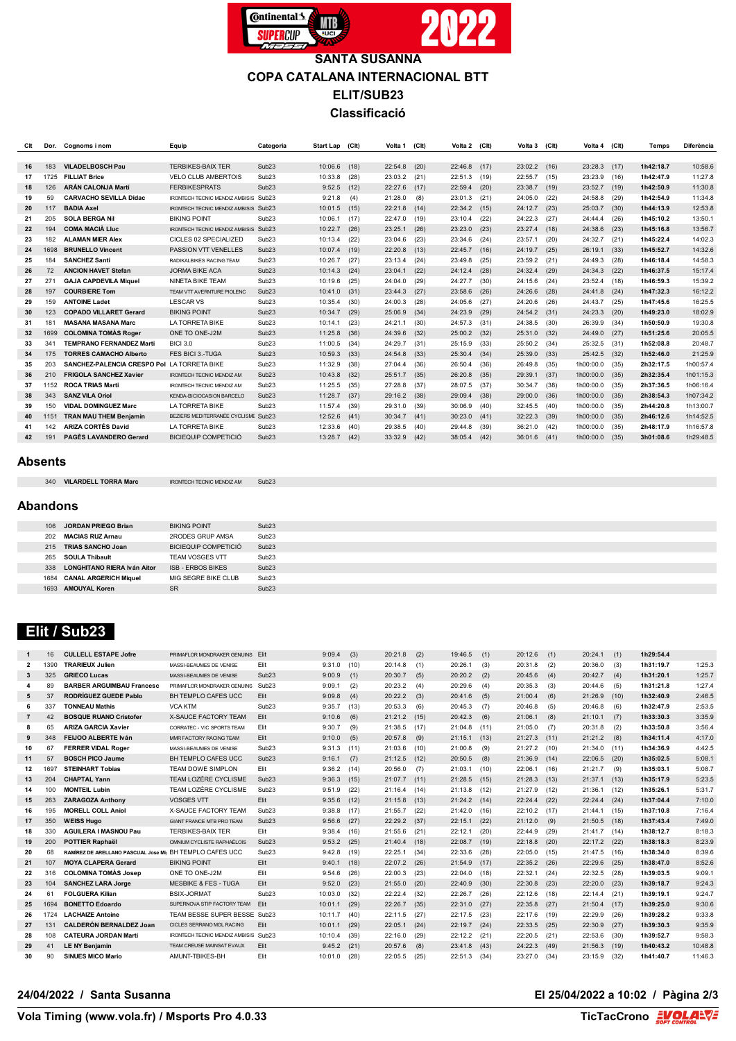# SANTA SUSANNA

## COPA CATALANA INTERNACIONAL BTT

## ELIT/SUB23

## Classificació

| Clt | Dor. | Cognoms i nom | Equip | Categoria | Start Lap | (Clt) | Volta 1 | (Clt) | Volta 2 | (Clt) | Volta 3 | (Clt) | Volta 4 | (Clt) | Temps | Diferència |
|---|---|---|---|---|---|---|---|---|---|---|---|---|---|---|---|---|
| 16 | 183 | VILADELBOSCH Pau | TERBIKES-BAIX TER | Sub23 | 10:06.6 | (18) | 22:54.8 | (20) | 22:46.8 | (17) | 23:02.2 | (16) | 23:28.3 | (17) | 1h42:18.7 | 10:58.6 |
| 17 | 1725 | FILLIAT Brice | VELO CLUB AMBERTOIS | Sub23 | 10:33.8 | (28) | 23:03.2 | (21) | 22:51.3 | (19) | 22:55.7 | (15) | 23:23.9 | (16) | 1h42:47.9 | 11:27.8 |
| 18 | 126 | ARÁN CALONJA Martí | FERBIKESPRATS | Sub23 | 9:52.5 | (12) | 22:27.6 | (17) | 22:59.4 | (20) | 23:38.7 | (19) | 23:52.7 | (19) | 1h42:50.9 | 11:30.8 |
| 19 | 59 | CARVACHO SEVILLA Dídac | IRONTECH TECNIC MENDIZ AMBISIS | Sub23 | 9:21.8 | (4) | 21:28.0 | (8) | 23:01.3 | (21) | 24:05.0 | (22) | 24:58.8 | (29) | 1h42:54.9 | 11:34.8 |
| 20 | 117 | BADIA Axel | IRONTECH TECNIC MENDIZ AMBISIS | Sub23 | 10:01.5 | (15) | 22:21.8 | (14) | 22:34.2 | (15) | 24:12.7 | (23) | 25:03.7 | (30) | 1h44:13.9 | 12:53.8 |
| 21 | 205 | SOLA BERGA Nil | BIKING POINT | Sub23 | 10:06.1 | (17) | 22:47.0 | (19) | 23:10.4 | (22) | 24:22.3 | (27) | 24:44.4 | (26) | 1h45:10.2 | 13:50.1 |
| 22 | 194 | COMA MACIÀ Lluc | IRONTECH TECNIC MENDIZ AMBISIS | Sub23 | 10:22.7 | (26) | 23:25.1 | (26) | 23:23.0 | (23) | 23:27.4 | (18) | 24:38.6 | (23) | 1h45:16.8 | 13:56.7 |
| 23 | 182 | ALAMAN MIER Alex | CICLES 02 SPECIALIZED | Sub23 | 10:13.4 | (22) | 23:04.6 | (23) | 23:34.6 | (24) | 23:57.1 | (20) | 24:32.7 | (21) | 1h45:22.4 | 14:02.3 |
| 24 | 1698 | BRUNELLO Vincent | PASSION VTT VENELLES | Sub23 | 10:07.4 | (19) | 22:20.8 | (13) | 22:45.7 | (16) | 24:19.7 | (25) | 26:19.1 | (33) | 1h45:52.7 | 14:32.6 |
| 25 | 184 | SANCHEZ Santi | RADIKALBIKES RACING TEAM | Sub23 | 10:26.7 | (27) | 23:13.4 | (24) | 23:49.8 | (25) | 23:59.2 | (21) | 24:49.3 | (28) | 1h46:18.4 | 14:58.3 |
| 26 | 72 | ANCION HAVET Stefan | JORMA BIKE ACA | Sub23 | 10:14.3 | (24) | 23:04.1 | (22) | 24:12.4 | (28) | 24:32.4 | (29) | 24:34.3 | (22) | 1h46:37.5 | 15:17.4 |
| 27 | 271 | GAJA CAPDEVILA Miquel | NINETA BIKE TEAM | Sub23 | 10:19.6 | (25) | 24:04.0 | (29) | 24:27.7 | (30) | 24:15.6 | (24) | 23:52.4 | (18) | 1h46:59.3 | 15:39.2 |
| 28 | 197 | COURBIERE Tom | TEAM VTT AVERNTURE PIOLENC | Sub23 | 10:41.0 | (31) | 23:44.3 | (27) | 23:58.6 | (26) | 24:26.6 | (28) | 24:41.8 | (24) | 1h47:32.3 | 16:12.2 |
| 29 | 159 | ANTOINE Ladet | LESCAR VS | Sub23 | 10:35.4 | (30) | 24:00.3 | (28) | 24:05.6 | (27) | 24:20.6 | (26) | 24:43.7 | (25) | 1h47:45.6 | 16:25.5 |
| 30 | 123 | COPADO VILLARET Gerard | BIKING POINT | Sub23 | 10:34.7 | (29) | 25:06.9 | (34) | 24:29.3 | (29) | 24:54.2 | (31) | 24:23.3 | (20) | 1h49:29.0 | 18:02.9 |
| 31 | 181 | MASANA MASANA Marc | LA TORRETA BIKE | Sub23 | 10:14.1 | (23) | 24:21.1 | (30) | 24:57.3 | (31) | 24:38.5 | (30) | 26:39.9 | (34) | 1h50:50.9 | 19:30.8 |
| 32 | 1699 | COLOMINA TOMÀS Roger | ONE TO ONE-J2M | Sub23 | 11:25.8 | (36) | 24:39.6 | (32) | 25:00.2 | (32) | 25:31.0 | (32) | 24:49.0 | (27) | 1h51:25.6 | 20:05.5 |
| 33 | 341 | TEMPRANO FERNANDEZ Martí | BICI 3.0 | Sub23 | 11:00.5 | (34) | 24:29.7 | (31) | 25:15.9 | (33) | 25:50.2 | (34) | 25:32.5 | (31) | 1h52:08.8 | 20:48.7 |
| 34 | 175 | TORRES CAMACHO Alberto | FES BICI 3.-TUGA | Sub23 | 10:59.3 | (33) | 24:54.8 | (33) | 25:30.4 | (34) | 25:39.0 | (33) | 25:42.5 | (32) | 1h52:46.0 | 21:25.9 |
| 35 | 203 | SANCHEZ-PALENCIA CRESPO Pol | LA TORRETA BIKE | Sub23 | 11:32.9 | (38) | 27:04.4 | (36) | 26:50.4 | (36) | 26:49.8 | (35) | 1h00:00.0 | (35) | 2h32:17.5 | 1h00:57.4 |
| 36 | 210 | FRIGOLA SANCHEZ Xavier | IRONTECH TECNIC MENDIZ AM | Sub23 | 10:43.8 | (32) | 25:51.7 | (35) | 26:20.8 | (35) | 29:39.1 | (37) | 1h00:00.0 | (35) | 2h32:35.4 | 1h01:15.3 |
| 37 | 1152 | ROCA TRIAS Martí | IRONTECH TECNIC MENDIZ AM | Sub23 | 11:25.5 | (35) | 27:28.8 | (37) | 28:07.5 | (37) | 30:34.7 | (38) | 1h00:00.0 | (35) | 2h37:36.5 | 1h06:16.4 |
| 38 | 343 | SANZ VILA Oriol | KENDA-BICIOCASION BARCELO | Sub23 | 11:28.7 | (37) | 29:16.2 | (38) | 29:09.4 | (38) | 29:00.0 | (36) | 1h00:00.0 | (35) | 2h38:54.3 | 1h07:34.2 |
| 39 | 150 | VIDAL DOMINGUEZ Marc | LA TORRETA BIKE | Sub23 | 11:57.4 | (39) | 29:31.0 | (39) | 30:06.9 | (40) | 32:45.5 | (40) | 1h00:00.0 | (35) | 2h44:20.8 | 1h13:00.7 |
| 40 | 1151 | TRAN MAU THEM Benjamin | BEZIERS MEDITERRANÉE CYCLISME | Sub23 | 12:52.6 | (41) | 30:34.7 | (41) | 30:23.0 | (41) | 32:22.3 | (39) | 1h00:00.0 | (35) | 2h46:12.6 | 1h14:52.5 |
| 41 | 142 | ARIZA CORTÉS David | LA TORRETA BIKE | Sub23 | 12:33.6 | (40) | 29:38.5 | (40) | 29:44.8 | (39) | 36:21.0 | (42) | 1h00:00.0 | (35) | 2h48:17.9 | 1h16:57.8 |
| 42 | 191 | PAGÉS LAVANDERO Gerard | BICIEQUIP COMPETICIÓ | Sub23 | 13:28.7 | (42) | 33:32.9 | (42) | 38:05.4 | (42) | 36:01.6 | (41) | 1h00:00.0 | (35) | 3h01:08.6 | 1h29:48.5 |

## Absents

| Dor. | Cognoms i nom | Equip | Categoria |
|---|---|---|---|
| 340 | VILARDELL TORRA Marc | IRONTECH TECNIC MENDIZ AM | Sub23 |

## Abandons

| Dor. | Cognoms i nom | Equip | Categoria |
|---|---|---|---|
| 106 | JORDAN PRIEGO Brian | BIKING POINT | Sub23 |
| 202 | MACIAS RUZ Arnau | 2RODES GRUP AMSA | Sub23 |
| 215 | TRIAS SANCHO Joan | BICIEQUIP COMPETICIÓ | Sub23 |
| 265 | SOULA Thibault | TEAM VOSGES VTT | Sub23 |
| 338 | LONGHITANO RIERA Iván Aitor | ISB - EROS BIKES | Sub23 |
| 1684 | CANAL ARGERICH Miquel | MIG SEGRE BIKE CLUB | Sub23 |
| 1693 | AMOUYAL Koren | SR | Sub23 |

## Elit / Sub23

| Clt | Dor. | Cognoms i nom | Equip | Categoria | Start Lap | (Clt) | Volta 1 | (Clt) | Volta 2 | (Clt) | Volta 3 | (Clt) | Volta 4 | (Clt) | Temps | Diferència |
|---|---|---|---|---|---|---|---|---|---|---|---|---|---|---|---|---|
| 1 | 16 | CULLELL ESTAPE Jofre | PRIMAFLOR MONDRAKER GENUINS | Elit | 9:09.4 | (3) | 20:21.8 | (2) | 19:46.5 | (1) | 20:12.6 | (1) | 20:24.1 | (1) | 1h29:54.4 | |
| 2 | 1390 | TRARIEUX Julien | MASSI-BEAUMES DE VENISE | Elit | 9:31.0 | (10) | 20:14.8 | (1) | 20:26.1 | (3) | 20:31.8 | (2) | 20:36.0 | (3) | 1h31:19.7 | 1:25.3 |
| 3 | 325 | GRIECO Lucas | MASSI-BEAUMES DE VENISE | Sub23 | 9:00.9 | (1) | 20:30.7 | (5) | 20:20.2 | (2) | 20:45.6 | (4) | 20:42.7 | (4) | 1h31:20.1 | 1:25.7 |
| 4 | 89 | BARBER ARGUIMBAU Francesc | PRIMAFLOR MONDRAKER GENUINS | Sub23 | 9:09.1 | (2) | 20:23.2 | (4) | 20:29.6 | (4) | 20:35.3 | (3) | 20:44.6 | (5) | 1h31:21.8 | 1:27.4 |
| 5 | 37 | RODRÍGUEZ GUEDE Pablo | BH TEMPLO CAFES UCC | Elit | 9:09.8 | (4) | 20:22.2 | (3) | 20:41.6 | (5) | 21:00.4 | (6) | 21:26.9 | (10) | 1h32:40.9 | 2:46.5 |
| 6 | 337 | TONNEAU Mathis | VCA KTM | Sub23 | 9:35.7 | (13) | 20:53.3 | (6) | 20:45.3 | (7) | 20:46.8 | (5) | 20:46.8 | (6) | 1h32:47.9 | 2:53.5 |
| 7 | 42 | BOSQUE RUANO Cristofer | X-SAUCE FACTORY TEAM | Elit | 9:10.6 | (6) | 21:21.2 | (15) | 20:42.3 | (6) | 21:06.1 | (8) | 21:10.1 | (7) | 1h33:30.3 | 3:35.9 |
| 8 | 65 | ARIZA GARCIA Xavier | CORRATEC - VIC SPORTS TEAM | Elit | 9:30.7 | (9) | 21:38.5 | (17) | 21:04.8 | (11) | 21:05.0 | (7) | 20:31.8 | (2) | 1h33:50.8 | 3:56.4 |
| 9 | 348 | FEIJOO ALBERTE Iván | MMR FACTORY RACING TEAM | Elit | 9:10.0 | (5) | 20:57.8 | (9) | 21:15.1 | (13) | 21:27.3 | (11) | 21:21.2 | (8) | 1h34:11.4 | 4:17.0 |
| 10 | 67 | FERRER VIDAL Roger | MASSI-BEAUMES DE VENISE | Sub23 | 9:31.3 | (11) | 21:03.6 | (10) | 21:00.8 | (9) | 21:27.2 | (10) | 21:34.0 | (11) | 1h34:36.9 | 4:42.5 |
| 11 | 57 | BOSCH PICO Jaume | BH TEMPLO CAFES UCC | Sub23 | 9:16.1 | (7) | 21:12.5 | (12) | 20:50.5 | (8) | 21:36.9 | (14) | 22:06.5 | (20) | 1h35:02.5 | 5:08.1 |
| 12 | 1697 | STEINHART Tobias | TEAM DOWE SIMPLON | Elit | 9:36.2 | (14) | 20:56.0 | (7) | 21:03.1 | (10) | 22:06.1 | (16) | 21:21.7 | (9) | 1h35:03.1 | 5:08.7 |
| 13 | 204 | CHAPTAL Yann | TEAM LOZÈRE CYCLISME | Sub23 | 9:36.3 | (15) | 21:07.7 | (11) | 21:28.5 | (15) | 21:28.3 | (13) | 21:37.1 | (13) | 1h35:17.9 | 5:23.5 |
| 14 | 100 | MONTEIL Lubin | TEAM LOZÈRE CYCLISME | Sub23 | 9:51.9 | (22) | 21:16.4 | (14) | 21:13.8 | (12) | 21:27.9 | (12) | 21:36.1 | (12) | 1h35:26.1 | 5:31.7 |
| 15 | 263 | ZARAGOZA Anthony | VOSGES VTT | Elit | 9:35.6 | (12) | 21:15.8 | (13) | 21:24.2 | (14) | 22:24.4 | (22) | 22:24.4 | (24) | 1h37:04.4 | 7:10.0 |
| 16 | 195 | MORELL COLL Aniol | X-SAUCE FACTORY TEAM | Sub23 | 9:38.8 | (17) | 21:55.7 | (22) | 21:42.0 | (16) | 22:10.2 | (17) | 21:44.1 | (15) | 1h37:10.8 | 7:16.4 |
| 17 | 350 | WEISS Hugo | GIANT FRANCE MTB PRO TEAM | Sub23 | 9:56.6 | (27) | 22:29.2 | (37) | 22:15.1 | (22) | 21:12.0 | (9) | 21:50.5 | (18) | 1h37:43.4 | 7:49.0 |
| 18 | 330 | AGUILERA I MASNOU Pau | TERBIKES-BAIX TER | Elit | 9:38.4 | (16) | 21:55.6 | (21) | 22:12.1 | (20) | 22:44.9 | (29) | 21:41.7 | (14) | 1h38:12.7 | 8:18.3 |
| 19 | 200 | POTTIER Raphaël | OMNIUM CYCLISTE RAPHAËLOIS | Sub23 | 9:53.2 | (25) | 21:40.4 | (18) | 22:08.7 | (19) | 22:18.8 | (20) | 22:17.2 | (22) | 1h38:18.3 | 8:23.9 |
| 20 | 68 | RAMÍREZ DE ARELLANO PASCUAL Jose Mi | BH TEMPLO CAFES UCC | Sub23 | 9:42.8 | (19) | 22:25.1 | (34) | 22:33.6 | (28) | 22:05.0 | (15) | 21:47.5 | (16) | 1h38:34.0 | 8:39.6 |
| 21 | 107 | MOYA CLAPERA Gerard | BIKING POINT | Elit | 9:40.1 | (18) | 22:07.2 | (26) | 21:54.9 | (17) | 22:35.2 | (26) | 22:29.6 | (25) | 1h38:47.0 | 8:52.6 |
| 22 | 316 | COLOMINA TOMÀS Josep | ONE TO ONE-J2M | Elit | 9:54.6 | (26) | 22:00.3 | (23) | 22:04.0 | (18) | 22:32.1 | (24) | 22:32.5 | (28) | 1h39:03.5 | 9:09.1 |
| 23 | 104 | SANCHEZ LARA Jorge | MESBIKE & FES - TUGA | Elit | 9:52.0 | (23) | 21:55.0 | (20) | 22:40.9 | (30) | 22:30.8 | (23) | 22:20.0 | (23) | 1h39:18.7 | 9:24.3 |
| 24 | 61 | FOLGUERA Kilian | BSIX-JORMAT | Sub23 | 10:03.0 | (32) | 22:22.4 | (32) | 22:26.7 | (26) | 22:12.6 | (18) | 22:14.4 | (21) | 1h39:19.1 | 9:24.7 |
| 25 | 1694 | BONETTO Edoardo | SUPERNOVA STIP FACTORY TEAM | Elit | 10:01.1 | (29) | 22:26.7 | (35) | 22:31.0 | (27) | 22:35.8 | (27) | 21:50.4 | (17) | 1h39:25.0 | 9:30.6 |
| 26 | 1724 | LACHAIZE Antoine | TEAM BESSE SUPER BESSE | Sub23 | 10:11.7 | (40) | 22:11.5 | (27) | 22:17.5 | (23) | 22:17.6 | (19) | 22:29.9 | (26) | 1h39:28.2 | 9:33.8 |
| 27 | 131 | CALDERÓN BERNALDEZ Joan | CICLES SERRANO MOL RACING | Elit | 10:01.1 | (29) | 22:05.1 | (24) | 22:19.7 | (24) | 22:33.5 | (25) | 22:30.9 | (27) | 1h39:30.3 | 9:35.9 |
| 28 | 108 | CATEURA JORDAN Martí | IRONTECH TECNIC MENDIZ AMBISIS | Sub23 | 10:10.4 | (39) | 22:16.0 | (29) | 22:12.2 | (21) | 22:20.5 | (21) | 22:53.6 | (30) | 1h39:52.7 | 9:58.3 |
| 29 | 41 | LE NY Benjamin | TEAM CREUSE MAINSAT EVAUX | Elit | 9:45.2 | (21) | 20:57.6 | (8) | 23:41.8 | (43) | 24:22.3 | (49) | 21:56.3 | (19) | 1h40:43.2 | 10:48.8 |
| 30 | 90 | SINUES MICO Mario | AMUNT-TBIKES-BH | Elit | 10:01.0 | (28) | 22:05.5 | (25) | 22:51.3 | (34) | 23:27.0 | (34) | 23:15.9 | (32) | 1h41:40.7 | 11:46.3 |

24/04/2022 / Santa Susanna

El 25/04/2022 a 10:02 / Pàgina 2/3

Vola Timing (www.vola.fr) / Msports Pro 4.0.33

TicTacCrono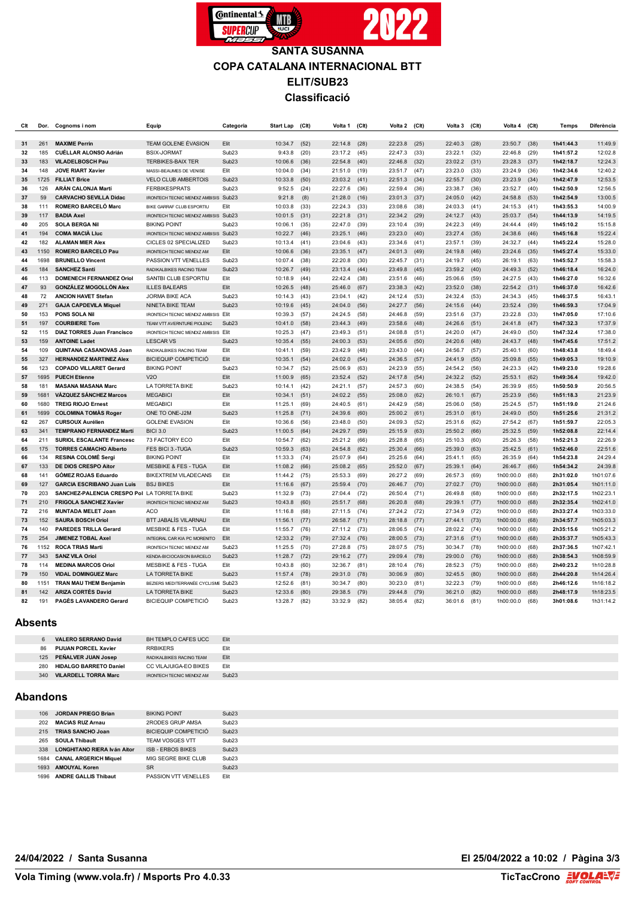# SANTA SUSANNA

## COPA CATALANA INTERNACIONAL BTT

## ELIT/SUB23

## Classificació

| Clt | Dor. | Cognoms i nom | Equip | Categoria | Start Lap | (Clt) | Volta 1 | (Clt) | Volta 2 | (Clt) | Volta 3 | (Clt) | Volta 4 | (Clt) | Temps | Diferència |
|---|---|---|---|---|---|---|---|---|---|---|---|---|---|---|---|---|
| 31 | 261 | **MAXIME Perrin** | TEAM GOLENE ÉVASION | Elit | 10:34.7 | (52) | 22:14.8 | (28) | 22:23.8 | (25) | 22:40.3 | (28) | 23:50.7 | (38) | **1h41:44.3** | 11:49.9 |
| 32 | 185 | **CUÉLLAR ALONSO Adrián** | BSIX-JORMAT | Sub23 | 9:43.8 | (20) | 23:17.2 | (45) | 22:47.3 | (33) | 23:22.1 | (32) | 22:46.8 | (29) | **1h41:57.2** | 12:02.8 |
| 33 | 183 | **VILADELBOSCH Pau** | TERBIKES-BAIX TER | Sub23 | 10:06.6 | (36) | 22:54.8 | (40) | 22:46.8 | (32) | 23:02.2 | (31) | 23:28.3 | (37) | **1h42:18.7** | 12:24.3 |
| 34 | 148 | **JOVE RIART Xavier** | MASSI-BEAUMES DE VENISE | Elit | 10:04.0 | (34) | 21:51.0 | (19) | 23:51.7 | (47) | 23:23.0 | (33) | 23:24.9 | (36) | **1h42:34.6** | 12:40.2 |
| 35 | 1725 | **FILLIAT Brice** | VELO CLUB AMBERTOIS | Sub23 | 10:33.8 | (50) | 23:03.2 | (41) | 22:51.3 | (34) | 22:55.7 | (30) | 23:23.9 | (34) | **1h42:47.9** | 12:53.5 |
| 36 | 126 | **ARÁN CALONJA Martí** | FERBIKESPRATS | Sub23 | 9:52.5 | (24) | 22:27.6 | (36) | 22:59.4 | (36) | 23:38.7 | (36) | 23:52.7 | (40) | **1h42:50.9** | 12:56.5 |
| 37 | 59 | **CARVACHO SEVILLA Didac** | IRONTECH TECNIC MENDIZ AMBISIS | Sub23 | 9:21.8 | (8) | 21:28.0 | (16) | 23:01.3 | (37) | 24:05.0 | (42) | 24:58.8 | (53) | **1h42:54.9** | 13:00.5 |
| 38 | 111 | **ROMERO BARCELÓ Marc** | BIKE GARRAF CLUB ESPORTIU | Elit | 10:03.8 | (33) | 22:24.3 | (33) | 23:08.6 | (38) | 24:03.3 | (41) | 24:15.3 | (41) | **1h43:55.3** | 14:00.9 |
| 39 | 117 | **BADIA Axel** | IRONTECH TECNIC MENDIZ AMBISIS | Sub23 | 10:01.5 | (31) | 22:21.8 | (31) | 22:34.2 | (29) | 24:12.7 | (43) | 25:03.7 | (54) | **1h44:13.9** | 14:19.5 |
| 40 | 205 | **SOLA BERGA Nil** | BIKING POINT | Sub23 | 10:06.1 | (35) | 22:47.0 | (39) | 23:10.4 | (39) | 24:22.3 | (49) | 24:44.4 | (49) | **1h45:10.2** | 15:15.8 |
| 41 | 194 | **COMA MACIÀ Lluc** | IRONTECH TECNIC MENDIZ AMBISIS | Sub23 | 10:22.7 | (46) | 23:25.1 | (46) | 23:23.0 | (40) | 23:27.4 | (35) | 24:38.6 | (46) | **1h45:16.8** | 15:22.4 |
| 42 | 182 | **ALAMAN MIER Alex** | CICLES 02 SPECIALIZED | Sub23 | 10:13.4 | (41) | 23:04.6 | (43) | 23:34.6 | (41) | 23:57.1 | (39) | 24:32.7 | (44) | **1h45:22.4** | 15:28.0 |
| 43 | 1150 | **ROMERO BARCELO Pau** | IRONTECH TECNIC MENDIZ AM | Elit | 10:06.6 | (36) | 23:35.1 | (47) | 24:01.3 | (49) | 24:19.8 | (46) | 23:24.6 | (35) | **1h45:27.4** | 15:33.0 |
| 44 | 1698 | **BRUNELLO Vincent** | PASSION VTT VENELLES | Sub23 | 10:07.4 | (38) | 22:20.8 | (30) | 22:45.7 | (31) | 24:19.7 | (45) | 26:19.1 | (63) | **1h45:52.7** | 15:58.3 |
| 45 | 184 | **SANCHEZ Santi** | RADIKALBIKES RACING TEAM | Sub23 | 10:26.7 | (49) | 23:13.4 | (44) | 23:49.8 | (45) | 23:59.2 | (40) | 24:49.3 | (52) | **1h46:18.4** | 16:24.0 |
| 46 | 113 | **DOMENECH FERNANDEZ Oriol** | SANTBI CLUB ESPORTIU | Elit | 10:18.9 | (44) | 22:42.4 | (38) | 23:51.6 | (46) | 25:06.6 | (59) | 24:27.5 | (43) | **1h46:27.0** | 16:32.6 |
| 47 | 93 | **GONZÁLEZ MOGOLLÓN Alex** | ILLES BALEARS | Elit | 10:26.5 | (48) | 25:46.0 | (67) | 23:38.3 | (42) | 23:52.0 | (38) | 22:54.2 | (31) | **1h46:37.0** | 16:42.6 |
| 48 | 72 | **ANCION HAVET Stefan** | JORMA BIKE ACA | Sub23 | 10:14.3 | (43) | 23:04.1 | (42) | 24:12.4 | (53) | 24:32.4 | (53) | 24:34.3 | (45) | **1h46:37.5** | 16:43.1 |
| 49 | 271 | **GAJA CAPDEVILA Miquel** | NINETA BIKE TEAM | Sub23 | 10:19.6 | (45) | 24:04.0 | (56) | 24:27.7 | (56) | 24:15.6 | (44) | 23:52.4 | (39) | **1h46:59.3** | 17:04.9 |
| 50 | 153 | **PONS SOLA Nil** | IRONTECH TECNIC MENDIZ AMBISIS | Elit | 10:39.3 | (57) | 24:24.5 | (58) | 24:46.8 | (59) | 23:51.6 | (37) | 23:22.8 | (33) | **1h47:05.0** | 17:10.6 |
| 51 | 197 | **COURBIERE Tom** | TEAM VTT AVERNTURE PIOLENC | Sub23 | 10:41.0 | (58) | 23:44.3 | (49) | 23:58.6 | (48) | 24:26.6 | (51) | 24:41.8 | (47) | **1h47:32.3** | 17:37.9 |
| 52 | 115 | **DIAZ TORRES Juan Francisco** | IRONTECH TECNIC MENDIZ AMBISIS | Elit | 10:25.3 | (47) | 23:49.3 | (51) | 24:08.8 | (51) | 24:20.0 | (47) | 24:49.0 | (50) | **1h47:32.4** | 17:38.0 |
| 53 | 159 | **ANTOINE Ladet** | LESCAR VS | Sub23 | 10:35.4 | (55) | 24:00.3 | (53) | 24:05.6 | (50) | 24:20.6 | (48) | 24:43.7 | (48) | **1h47:45.6** | 17:51.2 |
| 54 | 109 | **QUINTANA CASANOVAS Joan** | RADIKALBIKES RACING TEAM | Elit | 10:41.1 | (59) | 23:42.9 | (48) | 23:43.0 | (44) | 24:56.7 | (57) | 25:40.1 | (60) | **1h48:43.8** | 18:49.4 |
| 55 | 327 | **HERNANDEZ MARTINEZ Alex** | BICIEQUIP COMPETICIÓ | Elit | 10:35.1 | (54) | 24:02.0 | (54) | 24:36.5 | (57) | 24:41.9 | (55) | 25:09.8 | (55) | **1h49:05.3** | 19:10.9 |
| 56 | 123 | **COPADO VILLARET Gerard** | BIKING POINT | Sub23 | 10:34.7 | (52) | 25:06.9 | (63) | 24:23.9 | (55) | 24:54.2 | (56) | 24:23.3 | (42) | **1h49:23.0** | 19:28.6 |
| 57 | 1695 | **PUECH Etienne** | V2O | Elit | 11:00.9 | (65) | 23:52.4 | (52) | 24:17.8 | (54) | 24:32.2 | (52) | 25:53.1 | (62) | **1h49:36.4** | 19:42.0 |
| 58 | 181 | **MASANA MASANA Marc** | LA TORRETA BIKE | Sub23 | 10:14.1 | (42) | 24:21.1 | (57) | 24:57.3 | (60) | 24:38.5 | (54) | 26:39.9 | (65) | **1h50:50.9** | 20:56.5 |
| 59 | 1681 | **VÁZQUEZ SÁNCHEZ Marcos** | MEGABICI | Elit | 10:34.1 | (51) | 24:02.2 | (55) | 25:08.0 | (62) | 26:10.1 | (67) | 25:23.9 | (56) | **1h51:18.3** | 21:23.9 |
| 60 | 1680 | **TREIG RIOJO Ernest** | MEGABICI | Elit | 11:25.1 | (69) | 24:40.5 | (61) | 24:42.9 | (58) | 25:06.0 | (58) | 25:24.5 | (57) | **1h51:19.0** | 21:24.6 |
| 61 | 1699 | **COLOMINA TOMÁS Roger** | ONE TO ONE-J2M | Sub23 | 11:25.8 | (71) | 24:39.6 | (60) | 25:00.2 | (61) | 25:31.0 | (61) | 24:49.0 | (50) | **1h51:25.6** | 21:31.2 |
| 62 | 267 | **CURSOUX Aurélien** | GOLENE EVASION | Elit | 10:36.6 | (56) | 23:48.0 | (50) | 24:09.3 | (52) | 25:31.6 | (62) | 27:54.2 | (67) | **1h51:59.7** | 22:05.3 |
| 63 | 341 | **TEMPRANO FERNANDEZ Martí** | BICI 3.0 | Sub23 | 11:00.5 | (64) | 24:29.7 | (59) | 25:15.9 | (63) | 25:50.2 | (66) | 25:32.5 | (59) | **1h52:08.8** | 22:14.4 |
| 64 | 211 | **SURIOL ESCALANTE Francesc** | 73 FACTORY ECO | Elit | 10:54.7 | (62) | 25:21.2 | (66) | 25:28.8 | (65) | 25:10.3 | (60) | 25:26.3 | (58) | **1h52:21.3** | 22:26.9 |
| 65 | 175 | **TORRES CAMACHO Alberto** | FES BICI 3.-TUGA | Sub23 | 10:59.3 | (63) | 24:54.8 | (62) | 25:30.4 | (66) | 25:39.0 | (63) | 25:42.5 | (61) | **1h52:46.0** | 22:51.6 |
| 66 | 134 | **RESINA COLOMÉ Sergi** | BIKING POINT | Elit | 11:33.3 | (74) | 25:07.9 | (64) | 25:25.6 | (64) | 25:41.1 | (65) | 26:35.9 | (64) | **1h54:23.8** | 24:29.4 |
| 67 | 133 | **DE DIOS CRESPO Aitor** | MESBIKE & FES - TUGA | Elit | 11:08.2 | (66) | 25:08.2 | (65) | 25:52.0 | (67) | 25:39.1 | (64) | 26:46.7 | (66) | **1h54:34.2** | 24:39.8 |
| 68 | 141 | **GÓMEZ ROJAS Eduardo** | BIKEXTREM VILADECANS | Elit | 11:44.2 | (75) | 25:53.3 | (69) | 26:27.2 | (69) | 26:57.3 | (69) | 1h00:00.0 | (68) | **2h31:02.0** | 1h01:07.6 |
| 69 | 127 | **GARCIA ESCRIBANO Juan Luis** | BSJ BIKES | Elit | 11:16.6 | (67) | 25:59.4 | (70) | 26:46.7 | (70) | 27:02.7 | (70) | 1h00:00.0 | (68) | **2h31:05.4** | 1h01:11.0 |
| 70 | 203 | **SANCHEZ-PALENCIA CRESPO Pol** | LA TORRETA BIKE | Sub23 | 11:32.9 | (73) | 27:04.4 | (72) | 26:50.4 | (71) | 26:49.8 | (68) | 1h00:00.0 | (68) | **2h32:17.5** | 1h02:23.1 |
| 71 | 210 | **FRIGOLA SANCHEZ Xavier** | IRONTECH TECNIC MENDIZ AM | Sub23 | 10:43.8 | (60) | 25:51.7 | (68) | 26:20.8 | (68) | 29:39.1 | (77) | 1h00:00.0 | (68) | **2h32:35.4** | 1h02:41.0 |
| 72 | 216 | **MUNTADA MELET Joan** | ACO | Elit | 11:16.8 | (68) | 27:11.5 | (74) | 27:24.2 | (72) | 27:34.9 | (72) | 1h00:00.0 | (68) | **2h33:27.4** | 1h03:33.0 |
| 73 | 152 | **SAURA BOSCH Oriol** | BTT JABALÍS VILARNAU | Elit | 11:56.1 | (77) | 26:58.7 | (71) | 28:18.8 | (77) | 27:44.1 | (73) | 1h00:00.0 | (68) | **2h34:57.7** | 1h05:03.3 |
| 74 | 140 | **PAREDES TRILLA Gerard** | MESBIKE & FES - TUGA | Elit | 11:55.7 | (76) | 27:11.2 | (73) | 28:06.5 | (74) | 28:02.2 | (74) | 1h00:00.0 | (68) | **2h35:15.6** | 1h05:21.2 |
| 75 | 254 | **JIMENEZ TOBAL Axel** | INTEGRAL CAR KIA PC MORENITO | Elit | 12:33.2 | (79) | 27:32.4 | (76) | 28:00.5 | (73) | 27:31.6 | (71) | 1h00:00.0 | (68) | **2h35:37.7** | 1h05:43.3 |
| 76 | 1152 | **ROCA TRIAS Marti** | IRONTECH TECNIC MENDIZ AM | Sub23 | 11:25.5 | (70) | 27:28.8 | (75) | 28:07.5 | (75) | 30:34.7 | (78) | 1h00:00.0 | (68) | **2h37:36.5** | 1h07:42.1 |
| 77 | 343 | **SANZ VILA Oriol** | KENDA-BICIOCASION BARCELO | Sub23 | 11:28.7 | (72) | 29:16.2 | (77) | 29:09.4 | (78) | 29:00.0 | (76) | 1h00:00.0 | (68) | **2h38:54.3** | 1h08:59.9 |
| 78 | 114 | **MEDINA MARCOS Oriol** | MESBIKE & FES - TUGA | Elit | 10:43.8 | (60) | 32:36.7 | (81) | 28:10.4 | (76) | 28:52.3 | (75) | 1h00:00.0 | (68) | **2h40:23.2** | 1h10:28.8 |
| 79 | 150 | **VIDAL DOMINGUEZ Marc** | LA TORRETA BIKE | Sub23 | 11:57.4 | (78) | 29:31.0 | (78) | 30:06.9 | (80) | 32:45.5 | (80) | 1h00:00.0 | (68) | **2h44:20.8** | 1h14:26.4 |
| 80 | 1151 | **TRAN MAU THEM Benjamin** | BEZIERS MEDITERRANÉE CYCLISME | Sub23 | 12:52.6 | (81) | 30:34.7 | (80) | 30:23.0 | (81) | 32:22.3 | (79) | 1h00:00.0 | (68) | **2h46:12.6** | 1h16:18.2 |
| 81 | 142 | **ARIZA CORTÉS David** | LA TORRETA BIKE | Sub23 | 12:33.6 | (80) | 29:38.5 | (79) | 29:44.8 | (79) | 36:21.0 | (82) | 1h00:00.0 | (68) | **2h48:17.9** | 1h18:23.5 |
| 82 | 191 | **PAGÈS LAVANDERO Gerard** | BICIEQUIP COMPETICIÓ | Sub23 | 13:28.7 | (82) | 33:32.9 | (82) | 38:05.4 | (82) | 36:01.6 | (81) | 1h00:00.0 | (68) | **3h01:08.6** | 1h31:14.2 |

## Absents

| | | | |
|---|---|---|---|
| 6 | **VALERO SERRANO David** | BH TEMPLO CAFES UCC | Elit |
| 86 | **PIJUAN PORCEL Xavier** | RRBIKERS | Elit |
| 125 | **PEÑALVER JUAN Josep** | RADIKALBIKES RACING TEAM | Elit |
| 280 | **HIDALGO BARRETO Daniel** | CC VILAJUIGA-EO BIKES | Elit |
| 340 | **VILARDELL TORRA Marc** | IRONTECH TECNIC MENDIZ AM | Sub23 |

## Abandons

| | | | |
|---|---|---|---|
| 106 | **JORDAN PRIEGO Brian** | BIKING POINT | Sub23 |
| 202 | **MACIAS RUZ Arnau** | 2RODES GRUP AMSA | Sub23 |
| 215 | **TRIAS SANCHO Joan** | BICIEQUIP COMPETICIÓ | Sub23 |
| 265 | **SOULA Thibault** | TEAM VOSGES VTT | Sub23 |
| 338 | **LONGHITANO RIERA Iván Aitor** | ISB - ERBOS BIKES | Sub23 |
| 1684 | **CANAL ARGERICH Miquel** | MIG SEGRE BIKE CLUB | Sub23 |
| 1693 | **AMOUYAL Koren** | SR | Sub23 |
| 1696 | **ANDRE GALLIS Thibaut** | PASSION VTT VENELLES | Elit |

**24/04/2022 / Santa Susanna**

**El 25/04/2022 a 10:02**

**Vola Timing (www.vola.fr) / Msports Pro 4.0.33**

**TicTacCrono**